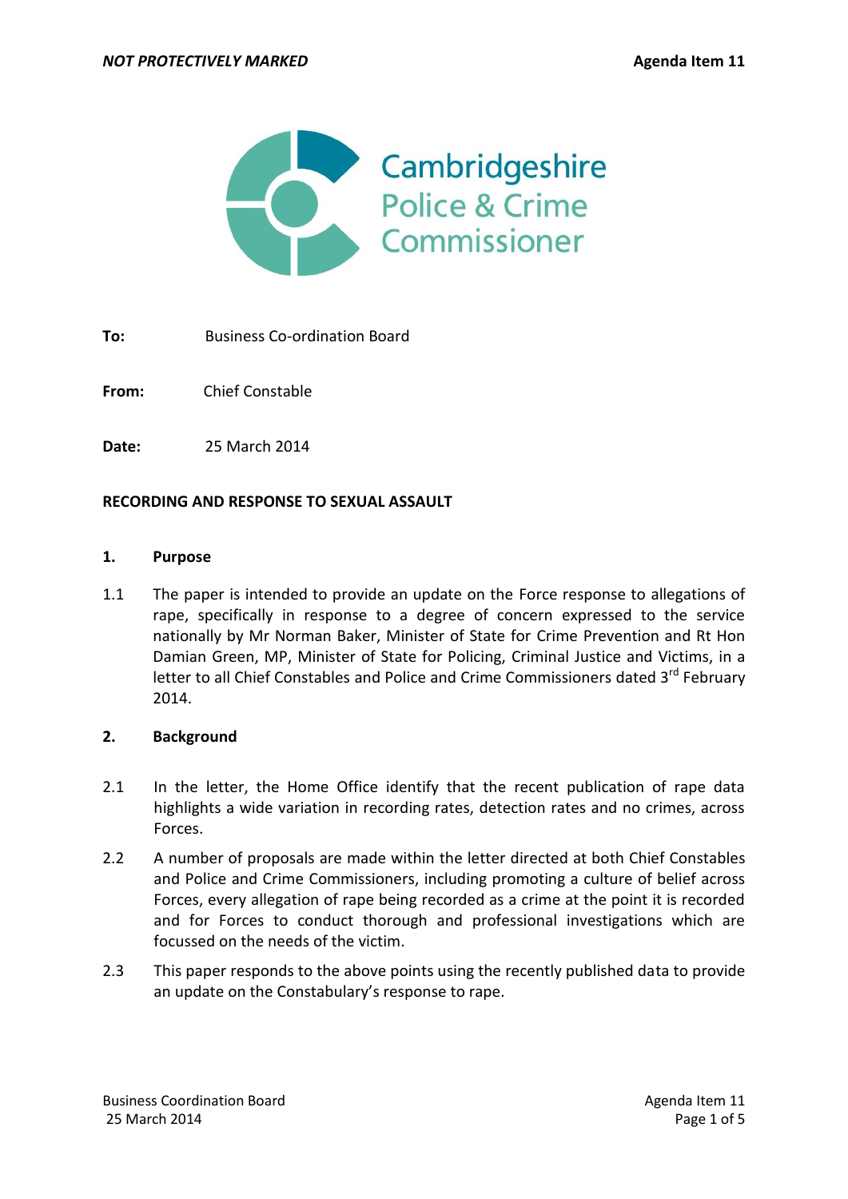*NOT PROTECTIVELY MARKED* **Agenda Item 11**

Cambridgeshire Police & Crime Commissioner

**To:** Business Co-ordination Board

**From:** Chief Constable

**Date:** 25 March 2014

**RECORDING AND RESPONSE TO SEXUAL ASSAULT**

## 1. Purpose

1.1 The paper is intended to provide an update on the Force response to allegations of rape, specifically in response to a degree of concern expressed to the service nationally by Mr Norman Baker, Minister of State for Crime Prevention and Rt Hon Damian Green, MP, Minister of State for Policing, Criminal Justice and Victims, in a letter to all Chief Constables and Police and Crime Commissioners dated 3rd February 2014.

## 2. Background

2.1 In the letter, the Home Office identify that the recent publication of rape data highlights a wide variation in recording rates, detection rates and no crimes, across Forces.

2.2 A number of proposals are made within the letter directed at both Chief Constables and Police and Crime Commissioners, including promoting a culture of belief across Forces, every allegation of rape being recorded as a crime at the point it is recorded and for Forces to conduct thorough and professional investigations which are focussed on the needs of the victim.

2.3 This paper responds to the above points using the recently published data to provide an update on the Constabulary's response to rape.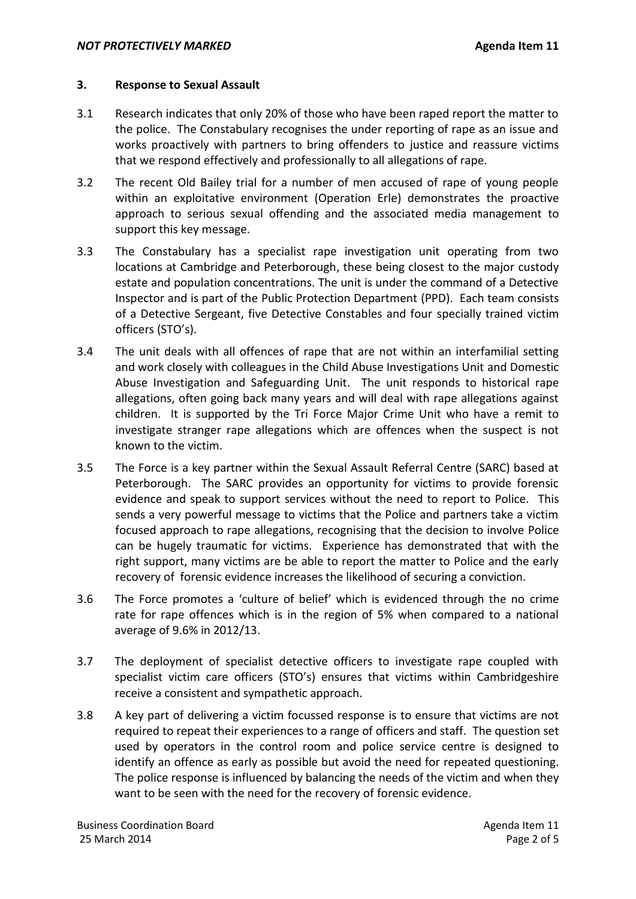### 3. Response to Sexual Assault

3.1 Research indicates that only 20% of those who have been raped report the matter to the police. The Constabulary recognises the under reporting of rape as an issue and works proactively with partners to bring offenders to justice and reassure victims that we respond effectively and professionally to all allegations of rape.

3.2 The recent Old Bailey trial for a number of men accused of rape of young people within an exploitative environment (Operation Erle) demonstrates the proactive approach to serious sexual offending and the associated media management to support this key message.

3.3 The Constabulary has a specialist rape investigation unit operating from two locations at Cambridge and Peterborough, these being closest to the major custody estate and population concentrations. The unit is under the command of a Detective Inspector and is part of the Public Protection Department (PPD). Each team consists of a Detective Sergeant, five Detective Constables and four specially trained victim officers (STO's).

3.4 The unit deals with all offences of rape that are not within an interfamilial setting and work closely with colleagues in the Child Abuse Investigations Unit and Domestic Abuse Investigation and Safeguarding Unit. The unit responds to historical rape allegations, often going back many years and will deal with rape allegations against children. It is supported by the Tri Force Major Crime Unit who have a remit to investigate stranger rape allegations which are offences when the suspect is not known to the victim.

3.5 The Force is a key partner within the Sexual Assault Referral Centre (SARC) based at Peterborough. The SARC provides an opportunity for victims to provide forensic evidence and speak to support services without the need to report to Police. This sends a very powerful message to victims that the Police and partners take a victim focused approach to rape allegations, recognising that the decision to involve Police can be hugely traumatic for victims. Experience has demonstrated that with the right support, many victims are be able to report the matter to Police and the early recovery of forensic evidence increases the likelihood of securing a conviction.

3.6 The Force promotes a 'culture of belief' which is evidenced through the no crime rate for rape offences which is in the region of 5% when compared to a national average of 9.6% in 2012/13.

3.7 The deployment of specialist detective officers to investigate rape coupled with specialist victim care officers (STO's) ensures that victims within Cambridgeshire receive a consistent and sympathetic approach.

3.8 A key part of delivering a victim focussed response is to ensure that victims are not required to repeat their experiences to a range of officers and staff. The question set used by operators in the control room and police service centre is designed to identify an offence as early as possible but avoid the need for repeated questioning. The police response is influenced by balancing the needs of the victim and when they want to be seen with the need for the recovery of forensic evidence.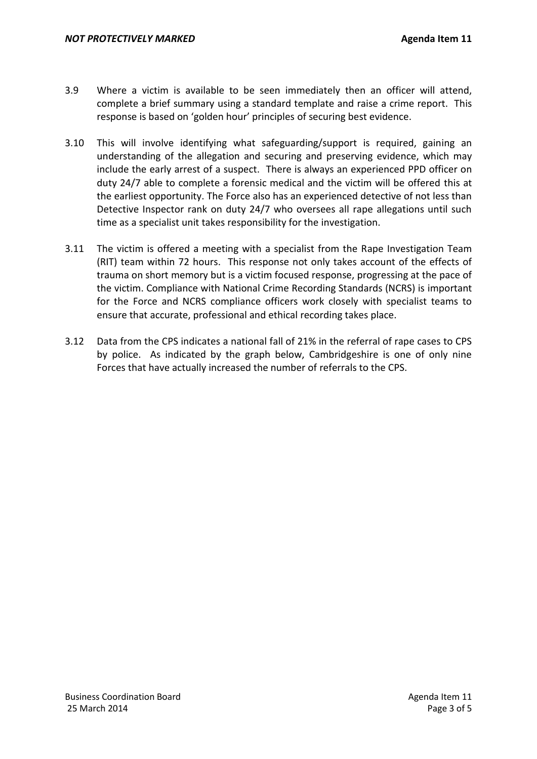3.9 Where a victim is available to be seen immediately then an officer will attend, complete a brief summary using a standard template and raise a crime report. This response is based on 'golden hour' principles of securing best evidence.

3.10 This will involve identifying what safeguarding/support is required, gaining an understanding of the allegation and securing and preserving evidence, which may include the early arrest of a suspect. There is always an experienced PPD officer on duty 24/7 able to complete a forensic medical and the victim will be offered this at the earliest opportunity. The Force also has an experienced detective of not less than Detective Inspector rank on duty 24/7 who oversees all rape allegations until such time as a specialist unit takes responsibility for the investigation.

3.11 The victim is offered a meeting with a specialist from the Rape Investigation Team (RIT) team within 72 hours. This response not only takes account of the effects of trauma on short memory but is a victim focused response, progressing at the pace of the victim. Compliance with National Crime Recording Standards (NCRS) is important for the Force and NCRS compliance officers work closely with specialist teams to ensure that accurate, professional and ethical recording takes place.

3.12 Data from the CPS indicates a national fall of 21% in the referral of rape cases to CPS by police. As indicated by the graph below, Cambridgeshire is one of only nine Forces that have actually increased the number of referrals to the CPS.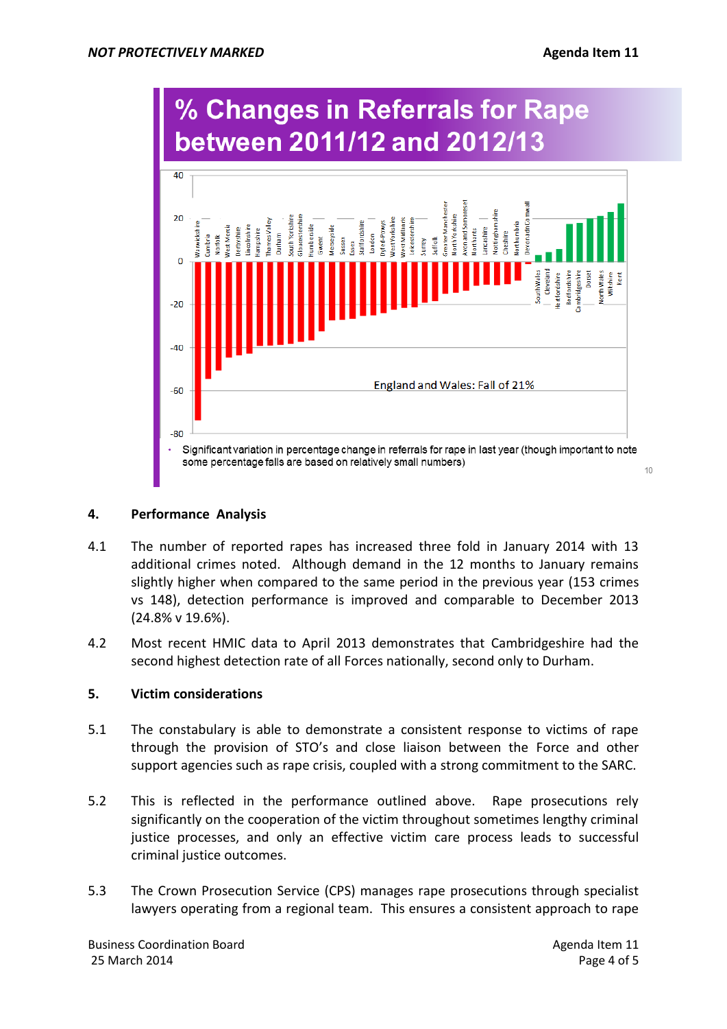## % Changes in Referrals for Rape between 2011/12 and 2012/13

England and Wales: Fall of 21%

- Significant variation in percentage change in referrals for rape in last year (though important to note some percentage falls are based on relatively small numbers)

### 4. Performance Analysis

4.1 The number of reported rapes has increased three fold in January 2014 with 13 additional crimes noted. Although demand in the 12 months to January remains slightly higher when compared to the same period in the previous year (153 crimes vs 148), detection performance is improved and comparable to December 2013 (24.8% v 19.6%).

4.2 Most recent HMIC data to April 2013 demonstrates that Cambridgeshire had the second highest detection rate of all Forces nationally, second only to Durham.

### 5. Victim considerations

5.1 The constabulary is able to demonstrate a consistent response to victims of rape through the provision of STO's and close liaison between the Force and other support agencies such as rape crisis, coupled with a strong commitment to the SARC.

5.2 This is reflected in the performance outlined above. Rape prosecutions rely significantly on the cooperation of the victim throughout sometimes lengthy criminal justice processes, and only an effective victim care process leads to successful criminal justice outcomes.

5.3 The Crown Prosecution Service (CPS) manages rape prosecutions through specialist lawyers operating from a regional team. This ensures a consistent approach to rape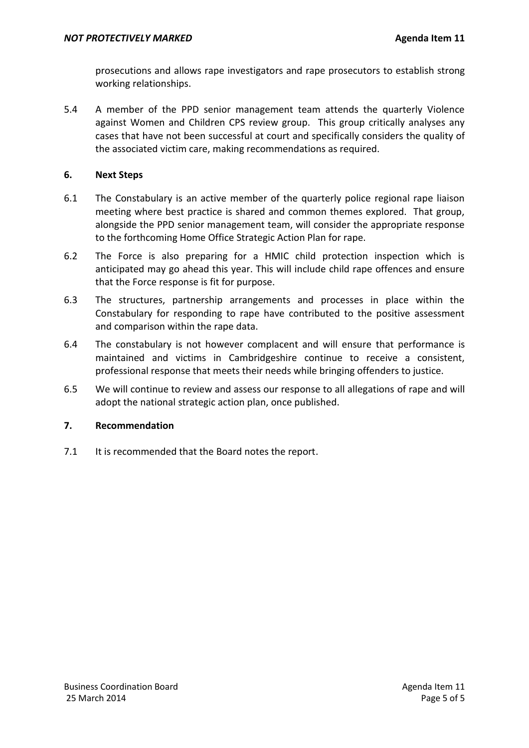prosecutions and allows rape investigators and rape prosecutors to establish strong working relationships.

5.4 A member of the PPD senior management team attends the quarterly Violence against Women and Children CPS review group. This group critically analyses any cases that have not been successful at court and specifically considers the quality of the associated victim care, making recommendations as required.

## 6. Next Steps

6.1 The Constabulary is an active member of the quarterly police regional rape liaison meeting where best practice is shared and common themes explored. That group, alongside the PPD senior management team, will consider the appropriate response to the forthcoming Home Office Strategic Action Plan for rape.

6.2 The Force is also preparing for a HMIC child protection inspection which is anticipated may go ahead this year. This will include child rape offences and ensure that the Force response is fit for purpose.

6.3 The structures, partnership arrangements and processes in place within the Constabulary for responding to rape have contributed to the positive assessment and comparison within the rape data.

6.4 The constabulary is not however complacent and will ensure that performance is maintained and victims in Cambridgeshire continue to receive a consistent, professional response that meets their needs while bringing offenders to justice.

6.5 We will continue to review and assess our response to all allegations of rape and will adopt the national strategic action plan, once published.

## 7. Recommendation

7.1 It is recommended that the Board notes the report.